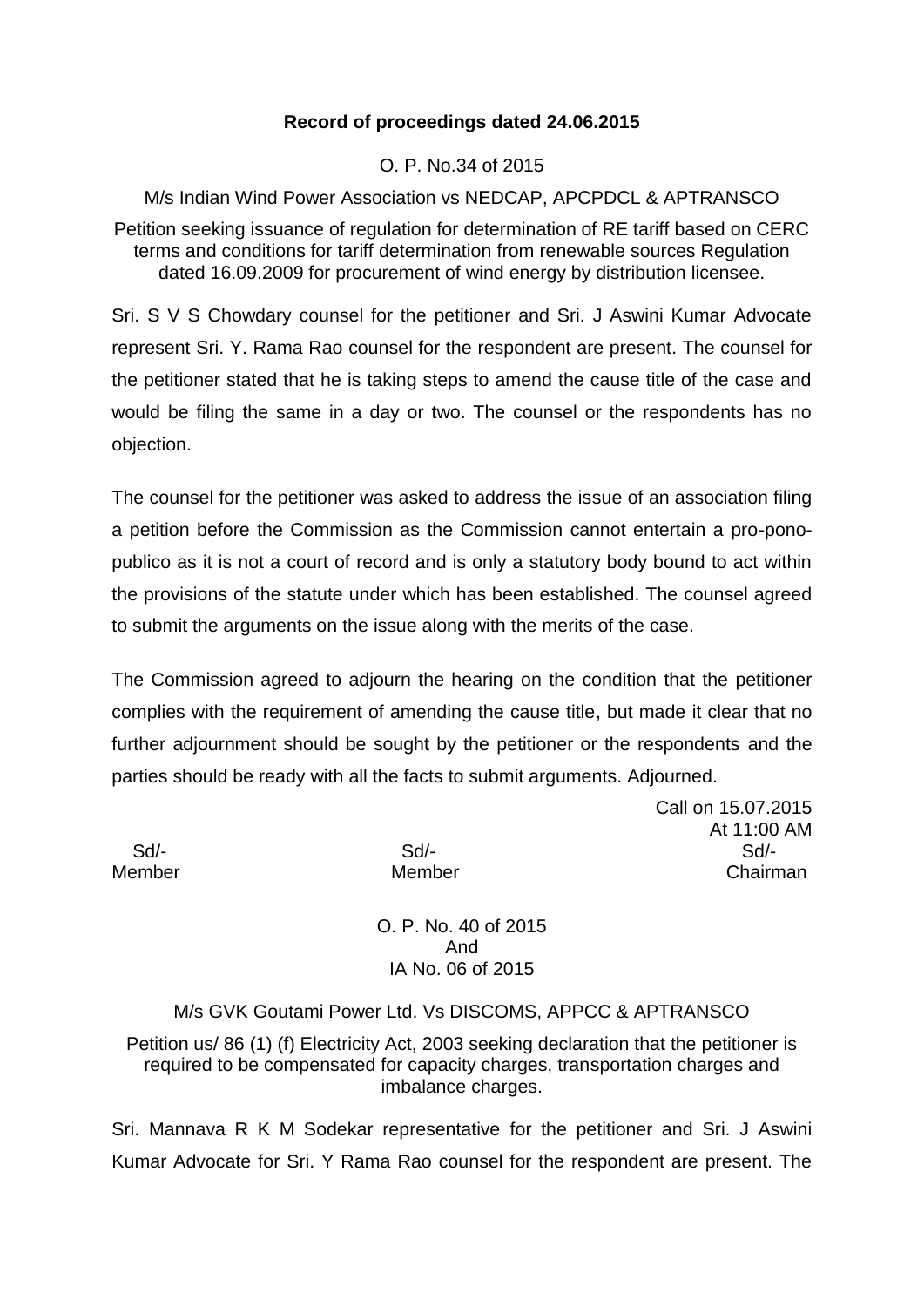**Record of proceedings dated 24.06.2015**

O. P. No.34 of 2015

M/s Indian Wind Power Association vs NEDCAP, APCPDCL & APTRANSCO

Petition seeking issuance of regulation for determination of RE tariff based on CERC terms and conditions for tariff determination from renewable sources Regulation dated 16.09.2009 for procurement of wind energy by distribution licensee.

Sri. S V S Chowdary counsel for the petitioner and Sri. J Aswini Kumar Advocate represent Sri. Y. Rama Rao counsel for the respondent are present. The counsel for the petitioner stated that he is taking steps to amend the cause title of the case and would be filing the same in a day or two. The counsel or the respondents has no objection.

The counsel for the petitioner was asked to address the issue of an association filing a petition before the Commission as the Commission cannot entertain a pro-pono-publico as it is not a court of record and is only a statutory body bound to act within the provisions of the statute under which has been established. The counsel agreed to submit the arguments on the issue along with the merits of the case.

The Commission agreed to adjourn the hearing on the condition that the petitioner complies with the requirement of amending the cause title, but made it clear that no further adjournment should be sought by the petitioner or the respondents and the parties should be ready with all the facts to submit arguments. Adjourned.

Call on 15.07.2015
At 11:00 AM

| Sd/- | Sd/- | Sd/- |
|---|---|---|
| Member | Member | Chairman |

O. P. No. 40 of 2015
And
IA No. 06 of 2015

M/s GVK Goutami Power Ltd. Vs DISCOMS, APPCC & APTRANSCO

Petition us/ 86 (1) (f) Electricity Act, 2003 seeking declaration that the petitioner is required to be compensated for capacity charges, transportation charges and imbalance charges.

Sri. Mannava R K M Sodekar representative for the petitioner and Sri. J Aswini Kumar Advocate for Sri. Y Rama Rao counsel for the respondent are present. The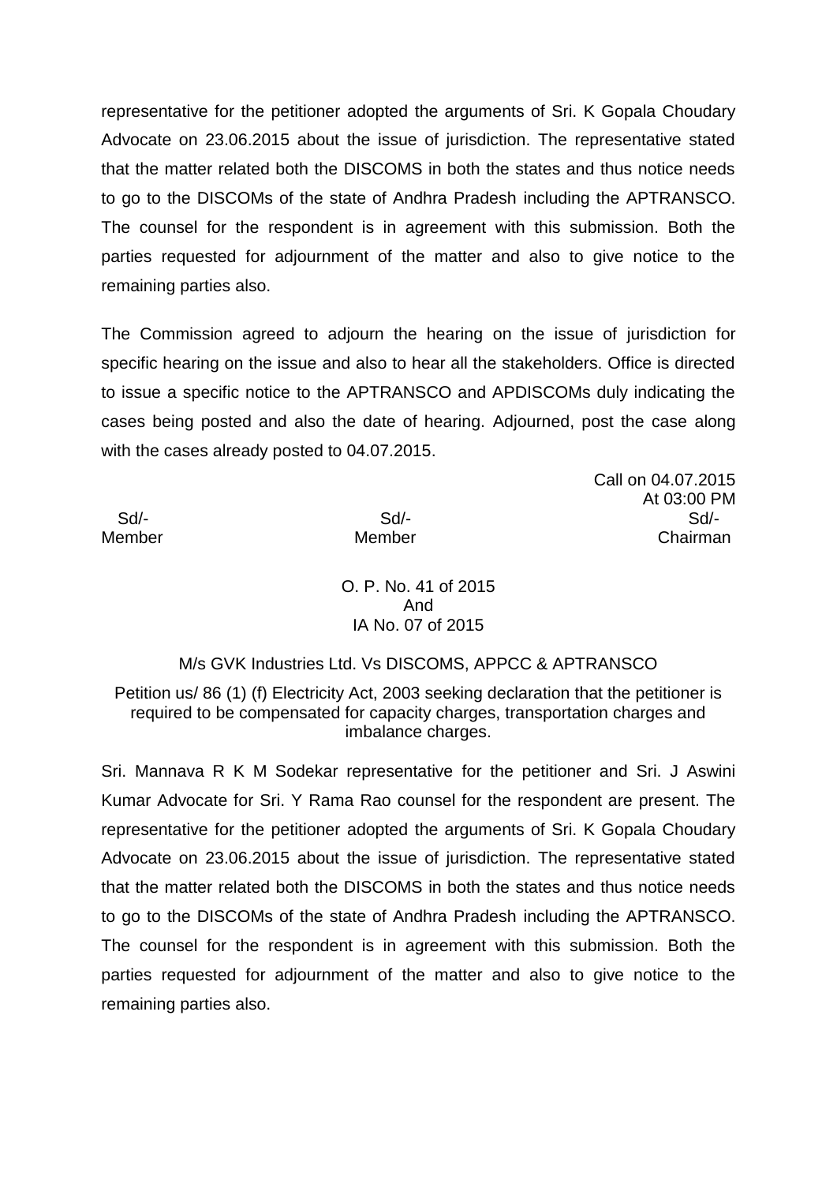representative for the petitioner adopted the arguments of Sri. K Gopala Choudary Advocate on 23.06.2015 about the issue of jurisdiction. The representative stated that the matter related both the DISCOMS in both the states and thus notice needs to go to the DISCOMs of the state of Andhra Pradesh including the APTRANSCO. The counsel for the respondent is in agreement with this submission. Both the parties requested for adjournment of the matter and also to give notice to the remaining parties also.

The Commission agreed to adjourn the hearing on the issue of jurisdiction for specific hearing on the issue and also to hear all the stakeholders. Office is directed to issue a specific notice to the APTRANSCO and APDISCOMs duly indicating the cases being posted and also the date of hearing. Adjourned, post the case along with the cases already posted to 04.07.2015.

Call on 04.07.2015
At 03:00 PM

| Sd/- | Sd/- | Sd/- |
|---|---|---|
| Member | Member | Chairman |

O. P. No. 41 of 2015
And
IA No. 07 of 2015

M/s GVK Industries Ltd. Vs DISCOMS, APPCC & APTRANSCO

Petition us/ 86 (1) (f) Electricity Act, 2003 seeking declaration that the petitioner is required to be compensated for capacity charges, transportation charges and imbalance charges.

Sri. Mannava R K M Sodekar representative for the petitioner and Sri. J Aswini Kumar Advocate for Sri. Y Rama Rao counsel for the respondent are present. The representative for the petitioner adopted the arguments of Sri. K Gopala Choudary Advocate on 23.06.2015 about the issue of jurisdiction. The representative stated that the matter related both the DISCOMS in both the states and thus notice needs to go to the DISCOMs of the state of Andhra Pradesh including the APTRANSCO. The counsel for the respondent is in agreement with this submission. Both the parties requested for adjournment of the matter and also to give notice to the remaining parties also.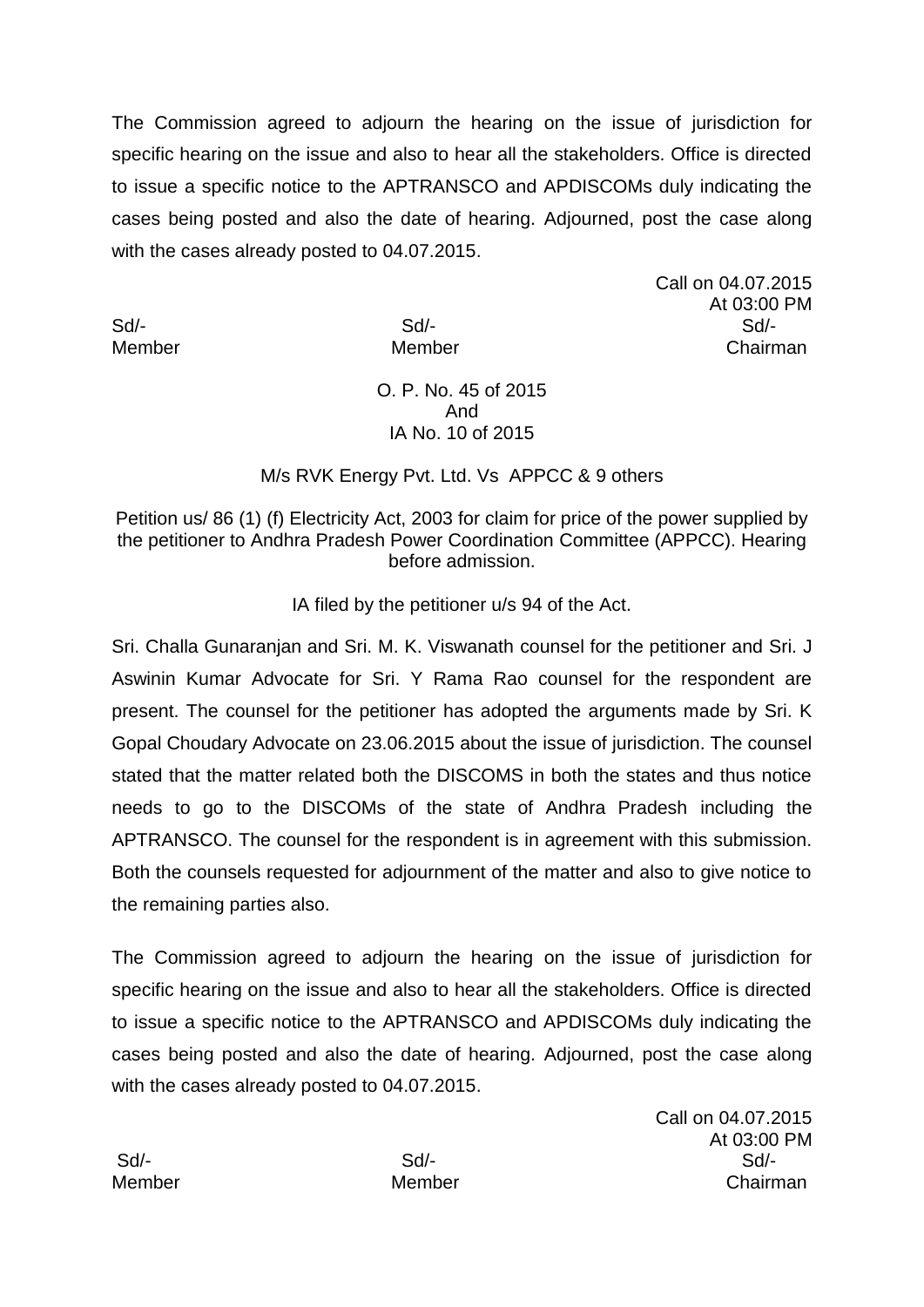The Commission agreed to adjourn the hearing on the issue of jurisdiction for specific hearing on the issue and also to hear all the stakeholders. Office is directed to issue a specific notice to the APTRANSCO and APDISCOMs duly indicating the cases being posted and also the date of hearing. Adjourned, post the case along with the cases already posted to 04.07.2015.

Call on 04.07.2015
At 03:00 PM

| Sd/- | Sd/- | Sd/- |
|---|---|---|
| Member | Member | Chairman |

O. P. No. 45 of 2015
And
IA No. 10 of 2015

M/s RVK Energy Pvt. Ltd. Vs APPCC & 9 others

Petition us/ 86 (1) (f) Electricity Act, 2003 for claim for price of the power supplied by the petitioner to Andhra Pradesh Power Coordination Committee (APPCC). Hearing before admission.

IA filed by the petitioner u/s 94 of the Act.

Sri. Challa Gunaranjan and Sri. M. K. Viswanath counsel for the petitioner and Sri. J Aswinin Kumar Advocate for Sri. Y Rama Rao counsel for the respondent are present. The counsel for the petitioner has adopted the arguments made by Sri. K Gopal Choudary Advocate on 23.06.2015 about the issue of jurisdiction. The counsel stated that the matter related both the DISCOMS in both the states and thus notice needs to go to the DISCOMs of the state of Andhra Pradesh including the APTRANSCO. The counsel for the respondent is in agreement with this submission. Both the counsels requested for adjournment of the matter and also to give notice to the remaining parties also.

The Commission agreed to adjourn the hearing on the issue of jurisdiction for specific hearing on the issue and also to hear all the stakeholders. Office is directed to issue a specific notice to the APTRANSCO and APDISCOMs duly indicating the cases being posted and also the date of hearing. Adjourned, post the case along with the cases already posted to 04.07.2015.

Call on 04.07.2015
At 03:00 PM

| Sd/- | Sd/- | Sd/- |
|---|---|---|
| Member | Member | Chairman |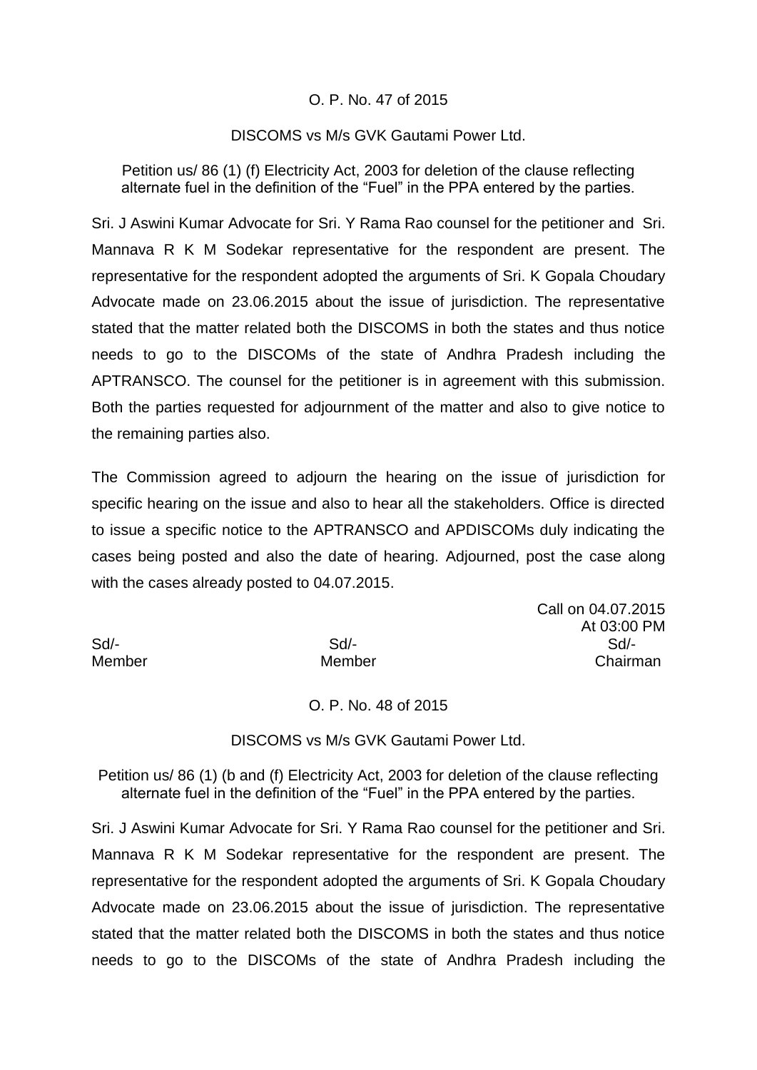O. P. No. 47 of 2015

DISCOMS vs M/s GVK Gautami Power Ltd.

Petition us/ 86 (1) (f) Electricity Act, 2003 for deletion of the clause reflecting alternate fuel in the definition of the "Fuel" in the PPA entered by the parties.

Sri. J Aswini Kumar Advocate for Sri. Y Rama Rao counsel for the petitioner and Sri. Mannava R K M Sodekar representative for the respondent are present. The representative for the respondent adopted the arguments of Sri. K Gopala Choudary Advocate made on 23.06.2015 about the issue of jurisdiction. The representative stated that the matter related both the DISCOMS in both the states and thus notice needs to go to the DISCOMs of the state of Andhra Pradesh including the APTRANSCO. The counsel for the petitioner is in agreement with this submission. Both the parties requested for adjournment of the matter and also to give notice to the remaining parties also.

The Commission agreed to adjourn the hearing on the issue of jurisdiction for specific hearing on the issue and also to hear all the stakeholders. Office is directed to issue a specific notice to the APTRANSCO and APDISCOMs duly indicating the cases being posted and also the date of hearing. Adjourned, post the case along with the cases already posted to 04.07.2015.

Call on 04.07.2015
At 03:00 PM

| Sd/- | Sd/- | Sd/- |
|---|---|---|
| Member | Member | Chairman |

O. P. No. 48 of 2015

DISCOMS vs M/s GVK Gautami Power Ltd.

Petition us/ 86 (1) (b and (f) Electricity Act, 2003 for deletion of the clause reflecting alternate fuel in the definition of the "Fuel" in the PPA entered by the parties.

Sri. J Aswini Kumar Advocate for Sri. Y Rama Rao counsel for the petitioner and Sri. Mannava R K M Sodekar representative for the respondent are present. The representative for the respondent adopted the arguments of Sri. K Gopala Choudary Advocate made on 23.06.2015 about the issue of jurisdiction. The representative stated that the matter related both the DISCOMS in both the states and thus notice needs to go to the DISCOMs of the state of Andhra Pradesh including the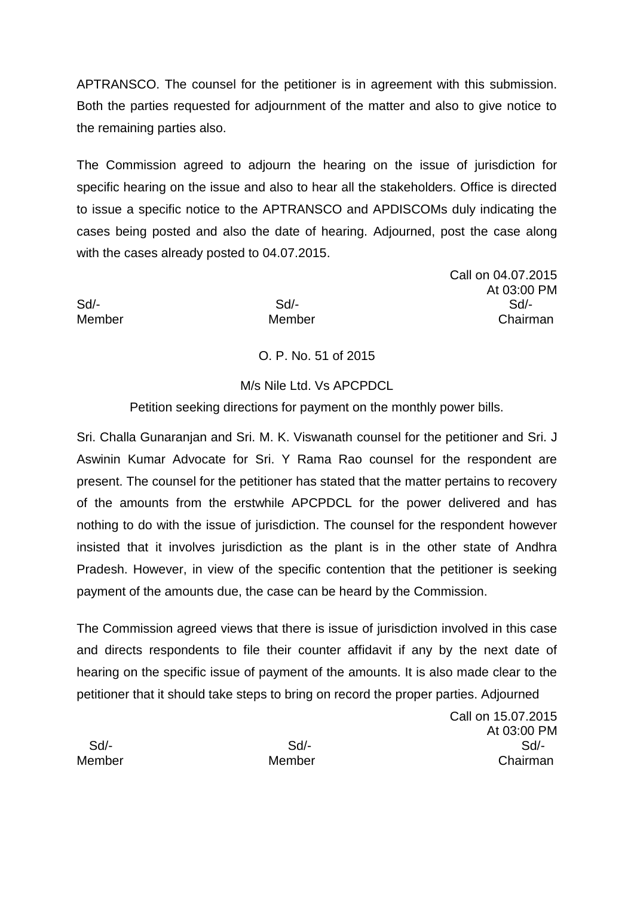APTRANSCO. The counsel for the petitioner is in agreement with this submission. Both the parties requested for adjournment of the matter and also to give notice to the remaining parties also.

The Commission agreed to adjourn the hearing on the issue of jurisdiction for specific hearing on the issue and also to hear all the stakeholders. Office is directed to issue a specific notice to the APTRANSCO and APDISCOMs duly indicating the cases being posted and also the date of hearing. Adjourned, post the case along with the cases already posted to 04.07.2015.

Call on 04.07.2015
At 03:00 PM

| Sd/- | Sd/- | Sd/- |
|---|---|---|
| Member | Member | Chairman |

O. P. No. 51 of 2015

M/s Nile Ltd. Vs APCPDCL

Petition seeking directions for payment on the monthly power bills.

Sri. Challa Gunaranjan and Sri. M. K. Viswanath counsel for the petitioner and Sri. J Aswinin Kumar Advocate for Sri. Y Rama Rao counsel for the respondent are present. The counsel for the petitioner has stated that the matter pertains to recovery of the amounts from the erstwhile APCPDCL for the power delivered and has nothing to do with the issue of jurisdiction. The counsel for the respondent however insisted that it involves jurisdiction as the plant is in the other state of Andhra Pradesh. However, in view of the specific contention that the petitioner is seeking payment of the amounts due, the case can be heard by the Commission.

The Commission agreed views that there is issue of jurisdiction involved in this case and directs respondents to file their counter affidavit if any by the next date of hearing on the specific issue of payment of the amounts. It is also made clear to the petitioner that it should take steps to bring on record the proper parties. Adjourned

Call on 15.07.2015
At 03:00 PM

| Sd/- | Sd/- | Sd/- |
|---|---|---|
| Member | Member | Chairman |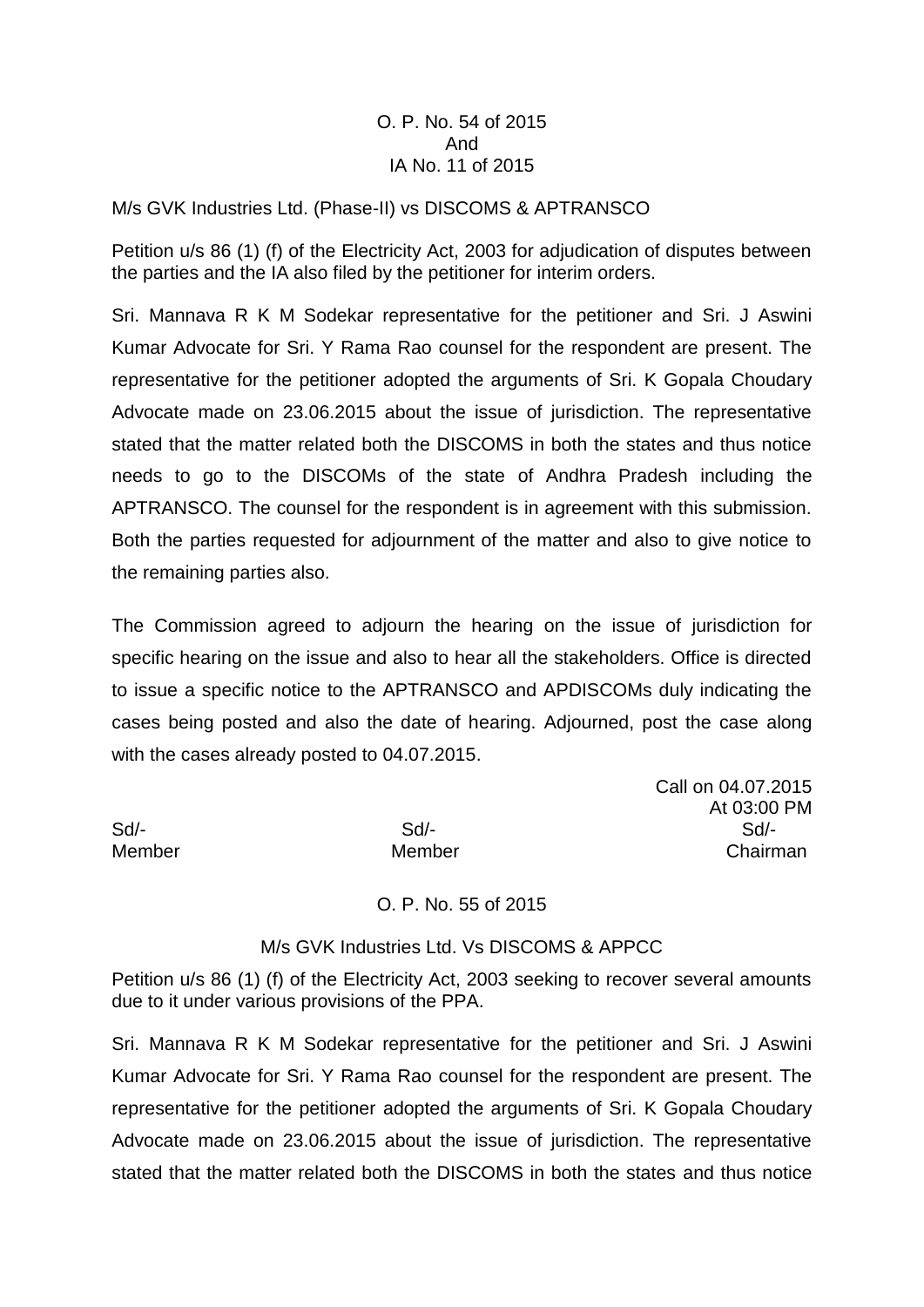O. P. No. 54 of 2015
And
IA No. 11 of 2015

M/s GVK Industries Ltd. (Phase-II) vs DISCOMS & APTRANSCO

Petition u/s 86 (1) (f) of the Electricity Act, 2003 for adjudication of disputes between the parties and the IA also filed by the petitioner for interim orders.

Sri. Mannava R K M Sodekar representative for the petitioner and Sri. J Aswini Kumar Advocate for Sri. Y Rama Rao counsel for the respondent are present. The representative for the petitioner adopted the arguments of Sri. K Gopala Choudary Advocate made on 23.06.2015 about the issue of jurisdiction. The representative stated that the matter related both the DISCOMS in both the states and thus notice needs to go to the DISCOMs of the state of Andhra Pradesh including the APTRANSCO. The counsel for the respondent is in agreement with this submission. Both the parties requested for adjournment of the matter and also to give notice to the remaining parties also.

The Commission agreed to adjourn the hearing on the issue of jurisdiction for specific hearing on the issue and also to hear all the stakeholders. Office is directed to issue a specific notice to the APTRANSCO and APDISCOMs duly indicating the cases being posted and also the date of hearing. Adjourned, post the case along with the cases already posted to 04.07.2015.

Call on 04.07.2015
At 03:00 PM

| Sd/- | Sd/- | Sd/- |
|---|---|---|
| Member | Member | Chairman |

O. P. No. 55 of 2015

M/s GVK Industries Ltd. Vs DISCOMS & APPCC

Petition u/s 86 (1) (f) of the Electricity Act, 2003 seeking to recover several amounts due to it under various provisions of the PPA.

Sri. Mannava R K M Sodekar representative for the petitioner and Sri. J Aswini Kumar Advocate for Sri. Y Rama Rao counsel for the respondent are present. The representative for the petitioner adopted the arguments of Sri. K Gopala Choudary Advocate made on 23.06.2015 about the issue of jurisdiction. The representative stated that the matter related both the DISCOMS in both the states and thus notice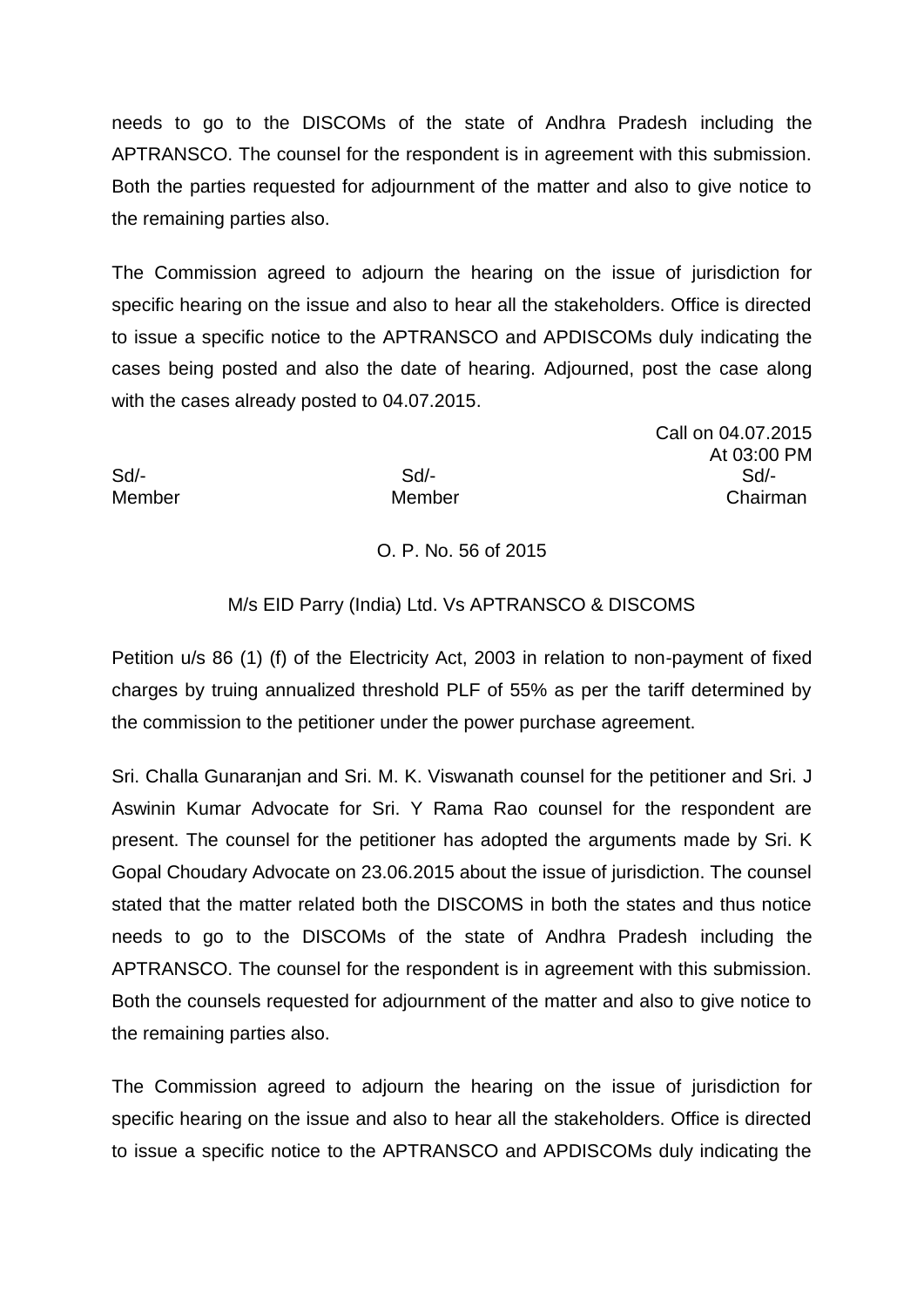needs to go to the DISCOMs of the state of Andhra Pradesh including the APTRANSCO. The counsel for the respondent is in agreement with this submission. Both the parties requested for adjournment of the matter and also to give notice to the remaining parties also.

The Commission agreed to adjourn the hearing on the issue of jurisdiction for specific hearing on the issue and also to hear all the stakeholders. Office is directed to issue a specific notice to the APTRANSCO and APDISCOMs duly indicating the cases being posted and also the date of hearing. Adjourned, post the case along with the cases already posted to 04.07.2015.

Call on 04.07.2015
At 03:00 PM

| Sd/- | Sd/- | Sd/- |
|---|---|---|
| Member | Member | Chairman |

O. P. No. 56 of 2015

M/s EID Parry (India) Ltd. Vs APTRANSCO & DISCOMS

Petition u/s 86 (1) (f) of the Electricity Act, 2003 in relation to non-payment of fixed charges by truing annualized threshold PLF of 55% as per the tariff determined by the commission to the petitioner under the power purchase agreement.

Sri. Challa Gunaranjan and Sri. M. K. Viswanath counsel for the petitioner and Sri. J Aswinin Kumar Advocate for Sri. Y Rama Rao counsel for the respondent are present. The counsel for the petitioner has adopted the arguments made by Sri. K Gopal Choudary Advocate on 23.06.2015 about the issue of jurisdiction. The counsel stated that the matter related both the DISCOMS in both the states and thus notice needs to go to the DISCOMs of the state of Andhra Pradesh including the APTRANSCO. The counsel for the respondent is in agreement with this submission. Both the counsels requested for adjournment of the matter and also to give notice to the remaining parties also.

The Commission agreed to adjourn the hearing on the issue of jurisdiction for specific hearing on the issue and also to hear all the stakeholders. Office is directed to issue a specific notice to the APTRANSCO and APDISCOMs duly indicating the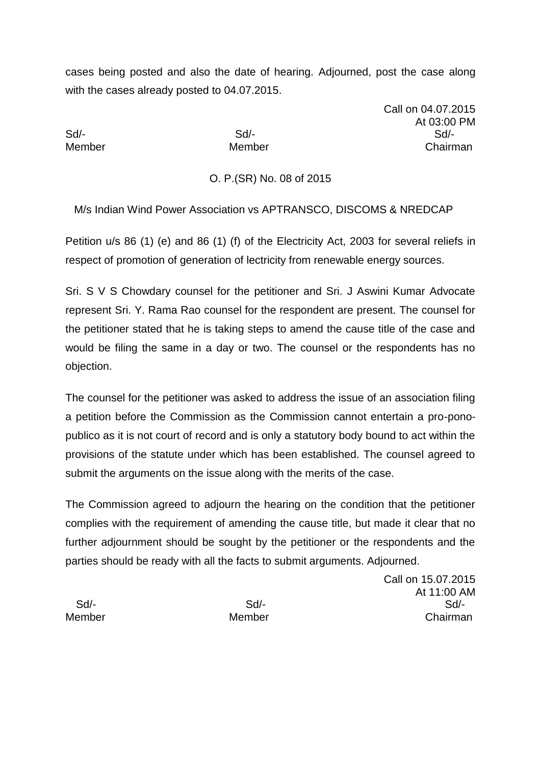cases being posted and also the date of hearing. Adjourned, post the case along with the cases already posted to 04.07.2015.

Call on 04.07.2015
At 03:00 PM

| | | |
|---|---|---|
| Sd/- | Sd/- | Sd/- |
| Member | Member | Chairman |

O. P.(SR) No. 08 of 2015

M/s Indian Wind Power Association vs APTRANSCO, DISCOMS & NREDCAP

Petition u/s 86 (1) (e) and 86 (1) (f) of the Electricity Act, 2003 for several reliefs in respect of promotion of generation of lectricity from renewable energy sources.

Sri. S V S Chowdary counsel for the petitioner and Sri. J Aswini Kumar Advocate represent Sri. Y. Rama Rao counsel for the respondent are present. The counsel for the petitioner stated that he is taking steps to amend the cause title of the case and would be filing the same in a day or two. The counsel or the respondents has no objection.

The counsel for the petitioner was asked to address the issue of an association filing a petition before the Commission as the Commission cannot entertain a pro-pono-publico as it is not court of record and is only a statutory body bound to act within the provisions of the statute under which has been established. The counsel agreed to submit the arguments on the issue along with the merits of the case.

The Commission agreed to adjourn the hearing on the condition that the petitioner complies with the requirement of amending the cause title, but made it clear that no further adjournment should be sought by the petitioner or the respondents and the parties should be ready with all the facts to submit arguments. Adjourned.

Call on 15.07.2015
At 11:00 AM

| | | |
|---|---|---|
| Sd/- | Sd/- | Sd/- |
| Member | Member | Chairman |